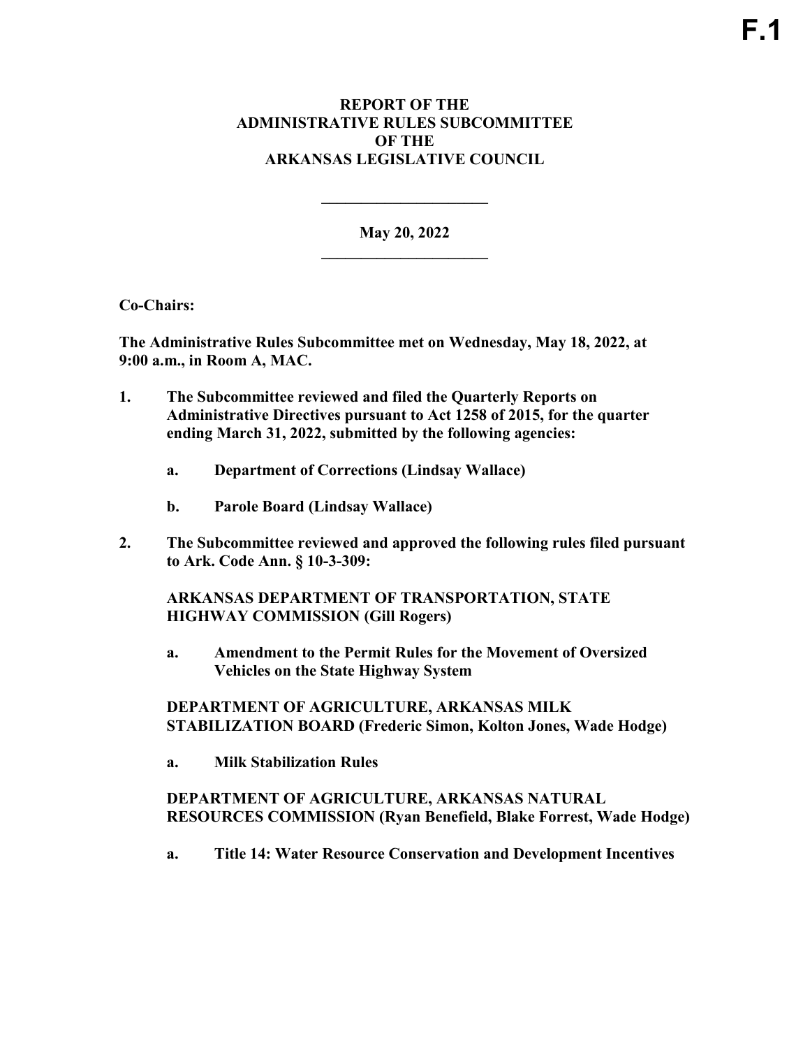**F.1**

# REPORT OF THE ADMINISTRATIVE RULES SUBCOMMITTEE OF THE ARKANSAS LEGISLATIVE COUNCIL

---

**May 20, 2022**

---

**Co-Chairs:**

**The Administrative Rules Subcommittee met on Wednesday, May 18, 2022, at 9:00 a.m., in Room A, MAC.**

**1. The Subcommittee reviewed and filed the Quarterly Reports on Administrative Directives pursuant to Act 1258 of 2015, for the quarter ending March 31, 2022, submitted by the following agencies:**

   **a. Department of Corrections (Lindsay Wallace)**

   **b. Parole Board (Lindsay Wallace)**

**2. The Subcommittee reviewed and approved the following rules filed pursuant to Ark. Code Ann. § 10-3-309:**

   **ARKANSAS DEPARTMENT OF TRANSPORTATION, STATE HIGHWAY COMMISSION (Gill Rogers)**

   **a. Amendment to the Permit Rules for the Movement of Oversized Vehicles on the State Highway System**

   **DEPARTMENT OF AGRICULTURE, ARKANSAS MILK STABILIZATION BOARD (Frederic Simon, Kolton Jones, Wade Hodge)**

   **a. Milk Stabilization Rules**

   **DEPARTMENT OF AGRICULTURE, ARKANSAS NATURAL RESOURCES COMMISSION (Ryan Benefield, Blake Forrest, Wade Hodge)**

   **a. Title 14: Water Resource Conservation and Development Incentives**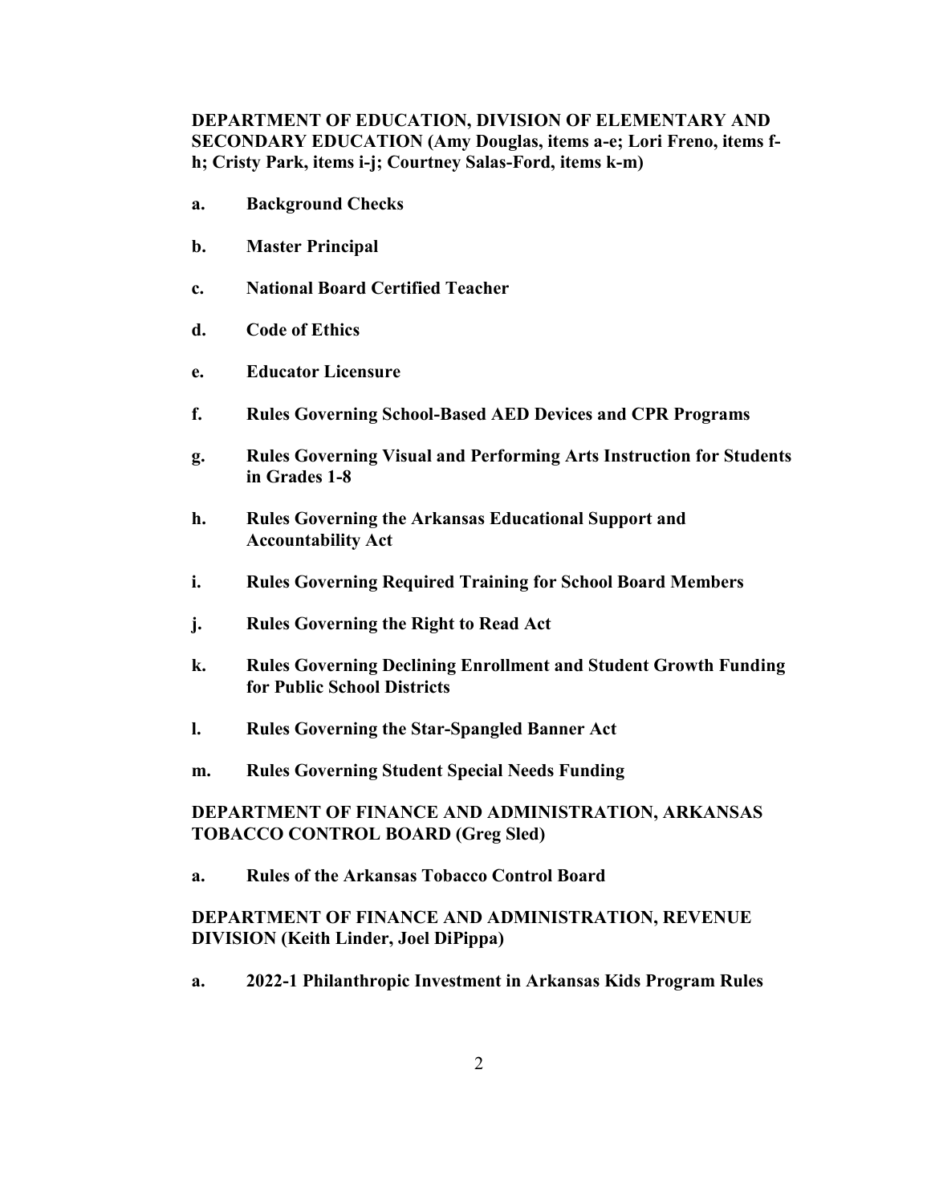**DEPARTMENT OF EDUCATION, DIVISION OF ELEMENTARY AND SECONDARY EDUCATION (Amy Douglas, items a-e; Lori Freno, items f-h; Cristy Park, items i-j; Courtney Salas-Ford, items k-m)**

a. **Background Checks**

b. **Master Principal**

c. **National Board Certified Teacher**

d. **Code of Ethics**

e. **Educator Licensure**

f. **Rules Governing School-Based AED Devices and CPR Programs**

g. **Rules Governing Visual and Performing Arts Instruction for Students in Grades 1-8**

h. **Rules Governing the Arkansas Educational Support and Accountability Act**

i. **Rules Governing Required Training for School Board Members**

j. **Rules Governing the Right to Read Act**

k. **Rules Governing Declining Enrollment and Student Growth Funding for Public School Districts**

l. **Rules Governing the Star-Spangled Banner Act**

m. **Rules Governing Student Special Needs Funding**

**DEPARTMENT OF FINANCE AND ADMINISTRATION, ARKANSAS TOBACCO CONTROL BOARD (Greg Sled)**

a. **Rules of the Arkansas Tobacco Control Board**

**DEPARTMENT OF FINANCE AND ADMINISTRATION, REVENUE DIVISION (Keith Linder, Joel DiPippa)**

a. **2022-1 Philanthropic Investment in Arkansas Kids Program Rules**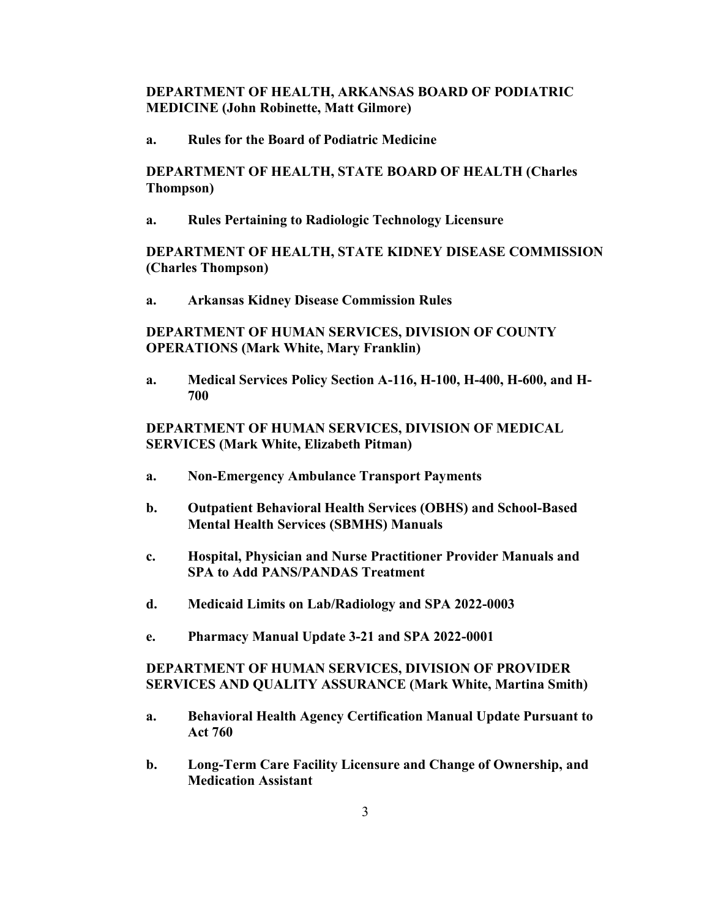**DEPARTMENT OF HEALTH, ARKANSAS BOARD OF PODIATRIC MEDICINE (John Robinette, Matt Gilmore)**

**a. Rules for the Board of Podiatric Medicine**

**DEPARTMENT OF HEALTH, STATE BOARD OF HEALTH (Charles Thompson)**

**a. Rules Pertaining to Radiologic Technology Licensure**

**DEPARTMENT OF HEALTH, STATE KIDNEY DISEASE COMMISSION (Charles Thompson)**

**a. Arkansas Kidney Disease Commission Rules**

**DEPARTMENT OF HUMAN SERVICES, DIVISION OF COUNTY OPERATIONS (Mark White, Mary Franklin)**

**a. Medical Services Policy Section A-116, H-100, H-400, H-600, and H-700**

**DEPARTMENT OF HUMAN SERVICES, DIVISION OF MEDICAL SERVICES (Mark White, Elizabeth Pitman)**

**a. Non-Emergency Ambulance Transport Payments**

**b. Outpatient Behavioral Health Services (OBHS) and School-Based Mental Health Services (SBMHS) Manuals**

**c. Hospital, Physician and Nurse Practitioner Provider Manuals and SPA to Add PANS/PANDAS Treatment**

**d. Medicaid Limits on Lab/Radiology and SPA 2022-0003**

**e. Pharmacy Manual Update 3-21 and SPA 2022-0001**

**DEPARTMENT OF HUMAN SERVICES, DIVISION OF PROVIDER SERVICES AND QUALITY ASSURANCE (Mark White, Martina Smith)**

**a. Behavioral Health Agency Certification Manual Update Pursuant to Act 760**

**b. Long-Term Care Facility Licensure and Change of Ownership, and Medication Assistant**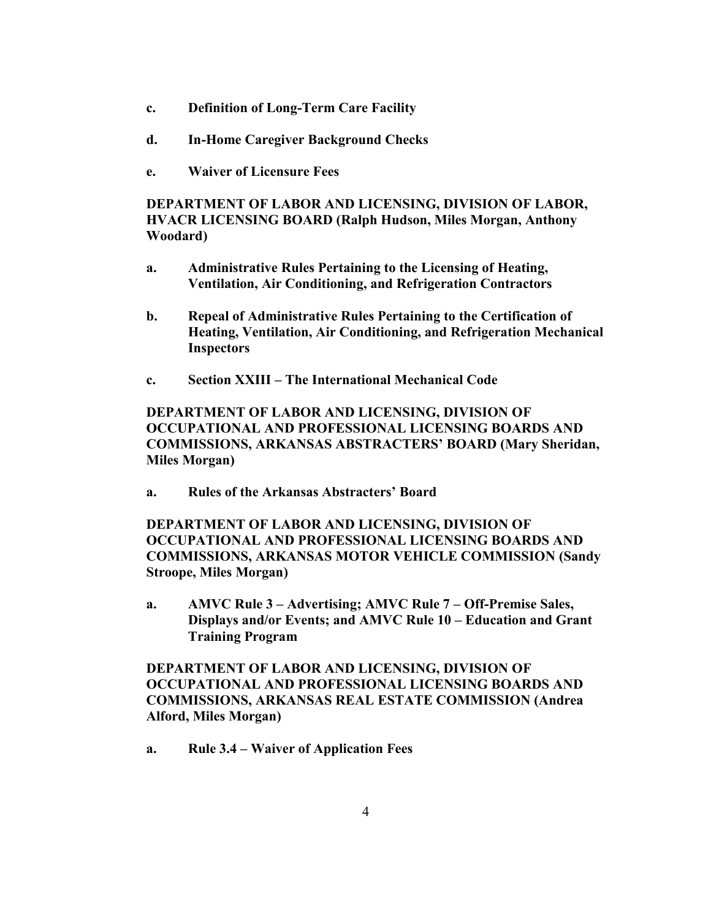c. **Definition of Long-Term Care Facility**

d. **In-Home Caregiver Background Checks**

e. **Waiver of Licensure Fees**

**DEPARTMENT OF LABOR AND LICENSING, DIVISION OF LABOR, HVACR LICENSING BOARD (Ralph Hudson, Miles Morgan, Anthony Woodard)**

a. **Administrative Rules Pertaining to the Licensing of Heating, Ventilation, Air Conditioning, and Refrigeration Contractors**

b. **Repeal of Administrative Rules Pertaining to the Certification of Heating, Ventilation, Air Conditioning, and Refrigeration Mechanical Inspectors**

c. **Section XXIII – The International Mechanical Code**

**DEPARTMENT OF LABOR AND LICENSING, DIVISION OF OCCUPATIONAL AND PROFESSIONAL LICENSING BOARDS AND COMMISSIONS, ARKANSAS ABSTRACTERS' BOARD (Mary Sheridan, Miles Morgan)**

a. **Rules of the Arkansas Abstracters' Board**

**DEPARTMENT OF LABOR AND LICENSING, DIVISION OF OCCUPATIONAL AND PROFESSIONAL LICENSING BOARDS AND COMMISSIONS, ARKANSAS MOTOR VEHICLE COMMISSION (Sandy Stroope, Miles Morgan)**

a. **AMVC Rule 3 – Advertising; AMVC Rule 7 – Off-Premise Sales, Displays and/or Events; and AMVC Rule 10 – Education and Grant Training Program**

**DEPARTMENT OF LABOR AND LICENSING, DIVISION OF OCCUPATIONAL AND PROFESSIONAL LICENSING BOARDS AND COMMISSIONS, ARKANSAS REAL ESTATE COMMISSION (Andrea Alford, Miles Morgan)**

a. **Rule 3.4 – Waiver of Application Fees**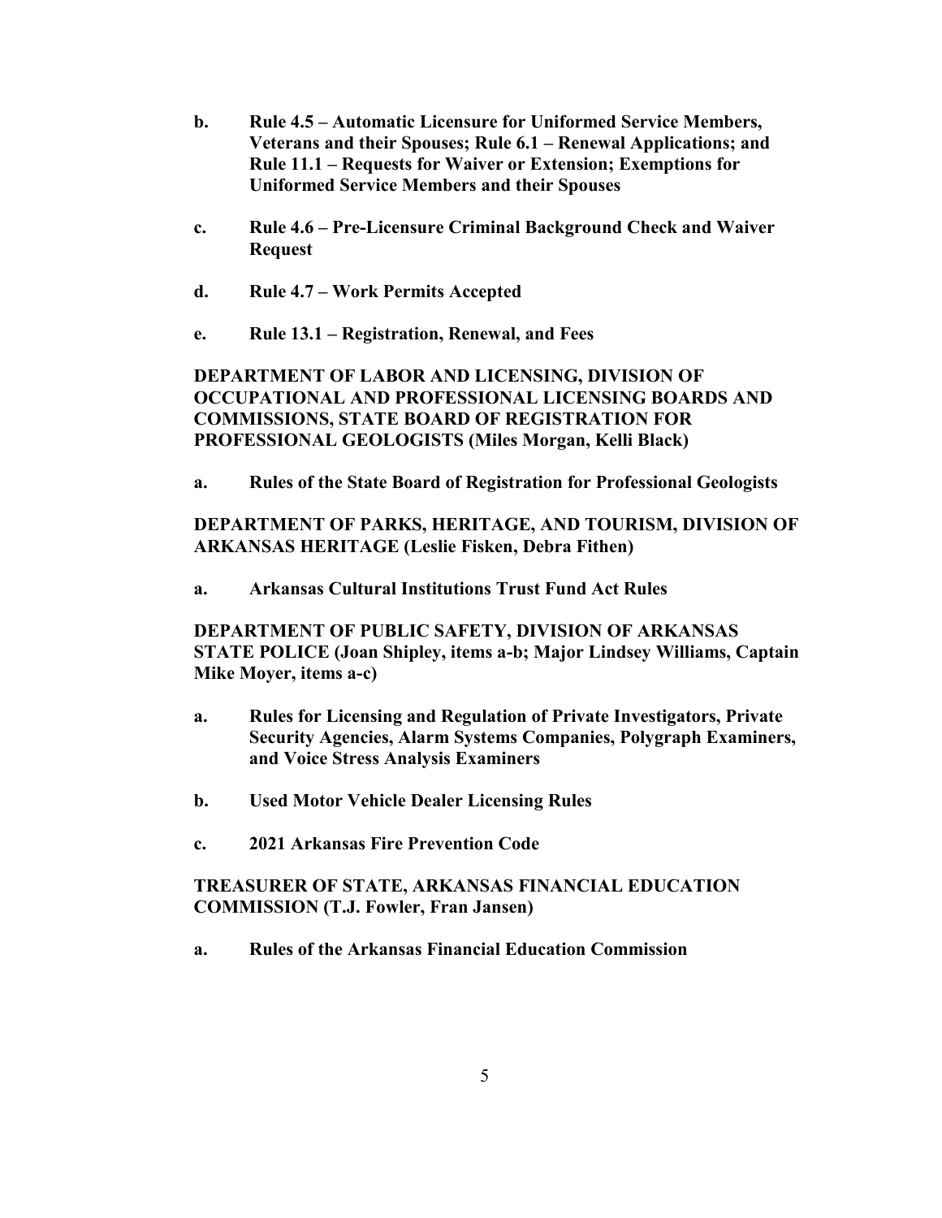**b. Rule 4.5 – Automatic Licensure for Uniformed Service Members, Veterans and their Spouses; Rule 6.1 – Renewal Applications; and Rule 11.1 – Requests for Waiver or Extension; Exemptions for Uniformed Service Members and their Spouses**

**c. Rule 4.6 – Pre-Licensure Criminal Background Check and Waiver Request**

**d. Rule 4.7 – Work Permits Accepted**

**e. Rule 13.1 – Registration, Renewal, and Fees**

**DEPARTMENT OF LABOR AND LICENSING, DIVISION OF OCCUPATIONAL AND PROFESSIONAL LICENSING BOARDS AND COMMISSIONS, STATE BOARD OF REGISTRATION FOR PROFESSIONAL GEOLOGISTS (Miles Morgan, Kelli Black)**

**a. Rules of the State Board of Registration for Professional Geologists**

**DEPARTMENT OF PARKS, HERITAGE, AND TOURISM, DIVISION OF ARKANSAS HERITAGE (Leslie Fisken, Debra Fithen)**

**a. Arkansas Cultural Institutions Trust Fund Act Rules**

**DEPARTMENT OF PUBLIC SAFETY, DIVISION OF ARKANSAS STATE POLICE (Joan Shipley, items a-b; Major Lindsey Williams, Captain Mike Moyer, items a-c)**

**a. Rules for Licensing and Regulation of Private Investigators, Private Security Agencies, Alarm Systems Companies, Polygraph Examiners, and Voice Stress Analysis Examiners**

**b. Used Motor Vehicle Dealer Licensing Rules**

**c. 2021 Arkansas Fire Prevention Code**

**TREASURER OF STATE, ARKANSAS FINANCIAL EDUCATION COMMISSION (T.J. Fowler, Fran Jansen)**

**a. Rules of the Arkansas Financial Education Commission**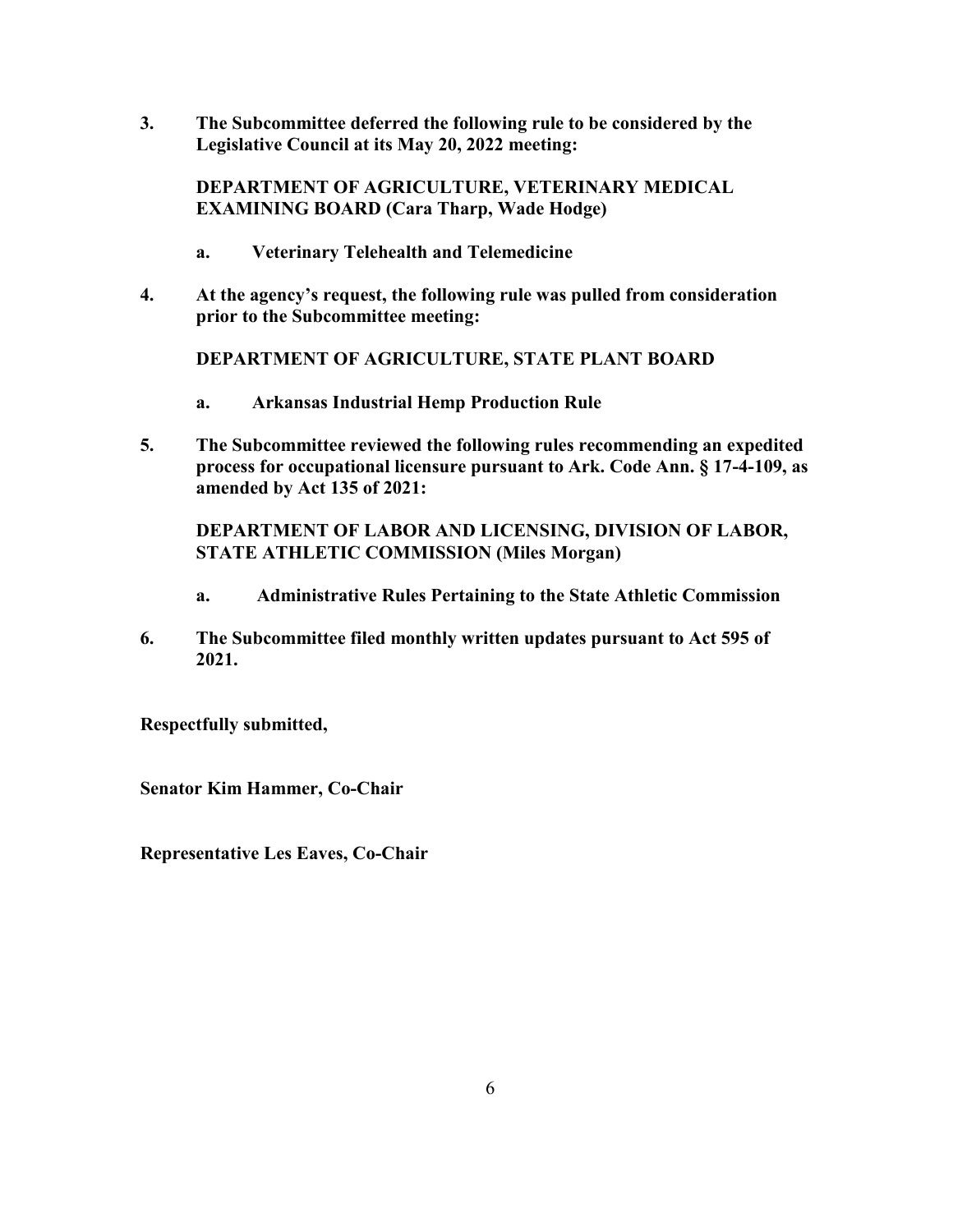**3. The Subcommittee deferred the following rule to be considered by the Legislative Council at its May 20, 2022 meeting:**

**DEPARTMENT OF AGRICULTURE, VETERINARY MEDICAL EXAMINING BOARD (Cara Tharp, Wade Hodge)**

**a. Veterinary Telehealth and Telemedicine**

**4. At the agency's request, the following rule was pulled from consideration prior to the Subcommittee meeting:**

**DEPARTMENT OF AGRICULTURE, STATE PLANT BOARD**

**a. Arkansas Industrial Hemp Production Rule**

**5. The Subcommittee reviewed the following rules recommending an expedited process for occupational licensure pursuant to Ark. Code Ann. § 17-4-109, as amended by Act 135 of 2021:**

**DEPARTMENT OF LABOR AND LICENSING, DIVISION OF LABOR, STATE ATHLETIC COMMISSION (Miles Morgan)**

**a. Administrative Rules Pertaining to the State Athletic Commission**

**6. The Subcommittee filed monthly written updates pursuant to Act 595 of 2021.**

**Respectfully submitted,**

**Senator Kim Hammer, Co-Chair**

**Representative Les Eaves, Co-Chair**